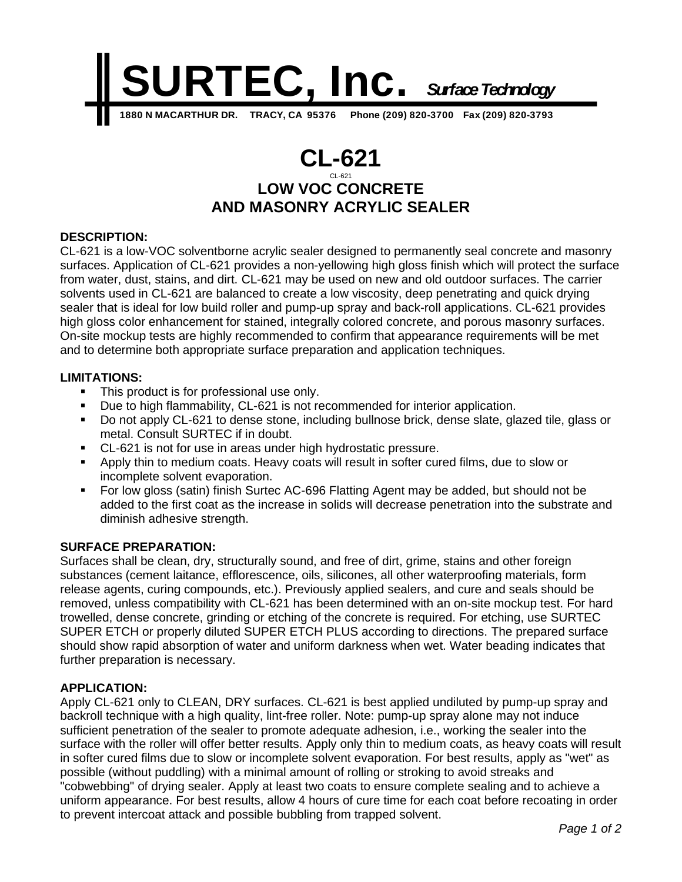# SURTEC, Inc. *Surface Technology*

**1880 N MACARTHUR DR. TRACY, CA 95376 Phone (209) 820-3700 Fax (209) 820-3793**

# CL-621

CL-621

## LOW VOC CONCRETE AND MASONRY ACRYLIC SEALER

**DESCRIPTION:**

CL-621 is a low-VOC solventborne acrylic sealer designed to permanently seal concrete and masonry surfaces. Application of CL-621 provides a non-yellowing high gloss finish which will protect the surface from water, dust, stains, and dirt. CL-621 may be used on new and old outdoor surfaces. The carrier solvents used in CL-621 are balanced to create a low viscosity, deep penetrating and quick drying sealer that is ideal for low build roller and pump-up spray and back-roll applications. CL-621 provides high gloss color enhancement for stained, integrally colored concrete, and porous masonry surfaces. On-site mockup tests are highly recommended to confirm that appearance requirements will be met and to determine both appropriate surface preparation and application techniques.

**LIMITATIONS:**

- This product is for professional use only.
- Due to high flammability, CL-621 is not recommended for interior application.
- Do not apply CL-621 to dense stone, including bullnose brick, dense slate, glazed tile, glass or metal. Consult SURTEC if in doubt.
- CL-621 is not for use in areas under high hydrostatic pressure.
- Apply thin to medium coats. Heavy coats will result in softer cured films, due to slow or incomplete solvent evaporation.
- For low gloss (satin) finish Surtec AC-696 Flatting Agent may be added, but should not be added to the first coat as the increase in solids will decrease penetration into the substrate and diminish adhesive strength.

**SURFACE PREPARATION:**

Surfaces shall be clean, dry, structurally sound, and free of dirt, grime, stains and other foreign substances (cement laitance, efflorescence, oils, silicones, all other waterproofing materials, form release agents, curing compounds, etc.). Previously applied sealers, and cure and seals should be removed, unless compatibility with CL-621 has been determined with an on-site mockup test. For hard trowelled, dense concrete, grinding or etching of the concrete is required. For etching, use SURTEC SUPER ETCH or properly diluted SUPER ETCH PLUS according to directions. The prepared surface should show rapid absorption of water and uniform darkness when wet. Water beading indicates that further preparation is necessary.

**APPLICATION:**

Apply CL-621 only to CLEAN, DRY surfaces. CL-621 is best applied undiluted by pump-up spray and backroll technique with a high quality, lint-free roller. Note: pump-up spray alone may not induce sufficient penetration of the sealer to promote adequate adhesion, i.e., working the sealer into the surface with the roller will offer better results. Apply only thin to medium coats, as heavy coats will result in softer cured films due to slow or incomplete solvent evaporation. For best results, apply as "wet" as possible (without puddling) with a minimal amount of rolling or stroking to avoid streaks and "cobwebbing" of drying sealer. Apply at least two coats to ensure complete sealing and to achieve a uniform appearance. For best results, allow 4 hours of cure time for each coat before recoating in order to prevent intercoat attack and possible bubbling from trapped solvent.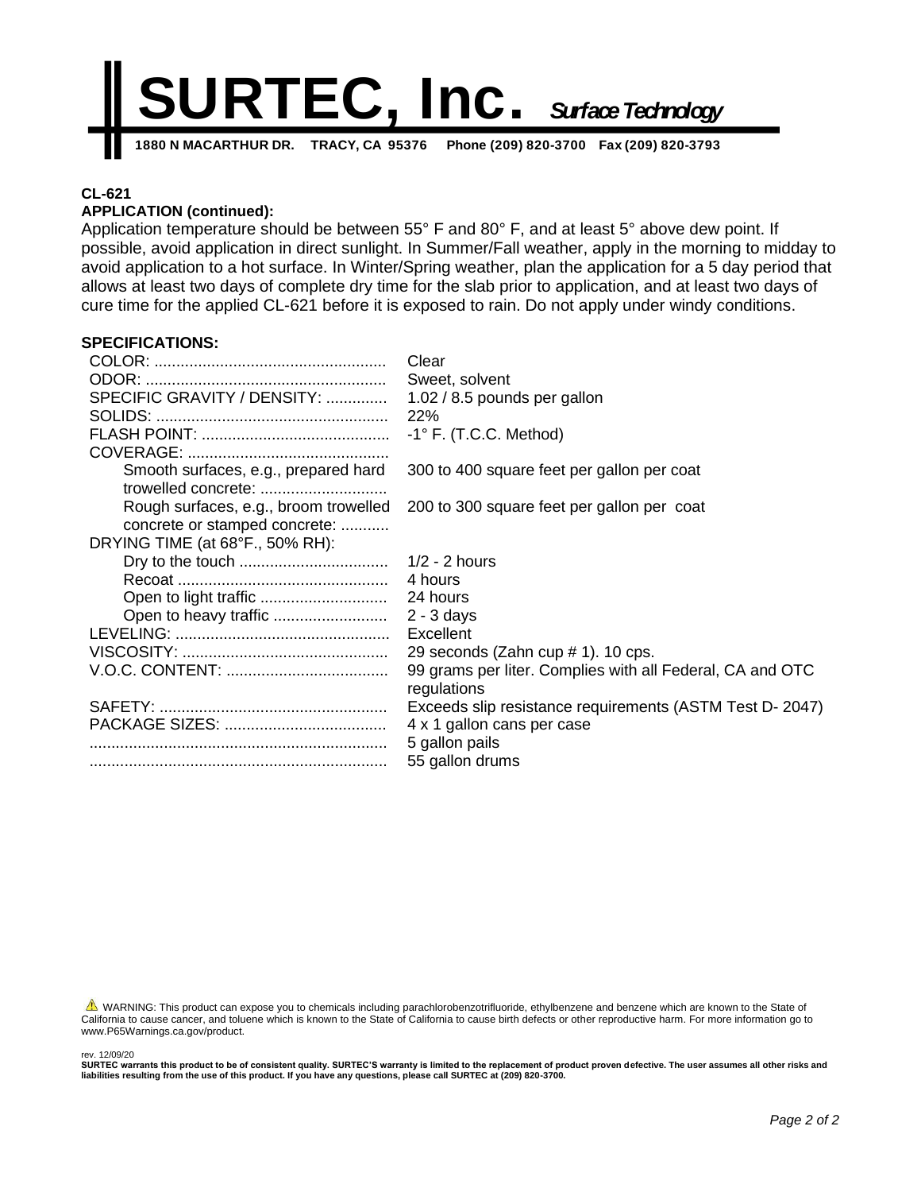# SURTEC, Inc. *Surface Technology*

**1880 N MACARTHUR DR. TRACY, CA 95376 Phone (209) 820-3700 Fax (209) 820-3793**

**CL-621**

**APPLICATION (continued):**

Application temperature should be between 55° F and 80° F, and at least 5° above dew point. If possible, avoid application in direct sunlight. In Summer/Fall weather, apply in the morning to midday to avoid application to a hot surface. In Winter/Spring weather, plan the application for a 5 day period that allows at least two days of complete dry time for the slab prior to application, and at least two days of cure time for the applied CL-621 before it is exposed to rain. Do not apply under windy conditions.

**SPECIFICATIONS:**

| | |
|---|---|
| COLOR: | Clear |
| ODOR: | Sweet, solvent |
| SPECIFIC GRAVITY / DENSITY: | 1.02 / 8.5 pounds per gallon |
| SOLIDS: | 22% |
| FLASH POINT: | -1° F. (T.C.C. Method) |
| COVERAGE: | |
| Smooth surfaces, e.g., prepared hard trowelled concrete: | 300 to 400 square feet per gallon per coat |
| Rough surfaces, e.g., broom trowelled concrete or stamped concrete: | 200 to 300 square feet per gallon per coat |
| DRYING TIME (at 68°F., 50% RH): | |
| Dry to the touch | 1/2 - 2 hours |
| Recoat | 4 hours |
| Open to light traffic | 24 hours |
| Open to heavy traffic | 2 - 3 days |
| LEVELING: | Excellent |
| VISCOSITY: | 29 seconds (Zahn cup # 1). 10 cps. |
| V.O.C. CONTENT: | 99 grams per liter. Complies with all Federal, CA and OTC regulations |
| SAFETY: | Exceeds slip resistance requirements (ASTM Test D- 2047) |
| PACKAGE SIZES: | 4 x 1 gallon cans per case |
| | 5 gallon pails |
| | 55 gallon drums |

⚠ WARNING: This product can expose you to chemicals including parachlorobenzotrifluoride, ethylbenzene and benzene which are known to the State of California to cause cancer, and toluene which is known to the State of California to cause birth defects or other reproductive harm. For more information go to www.P65Warnings.ca.gov/product.

rev. 12/09/20

**SURTEC warrants this product to be of consistent quality. SURTEC'S warranty is limited to the replacement of product proven defective. The user assumes all other risks and liabilities resulting from the use of this product. If you have any questions, please call SURTEC at (209) 820-3700.**